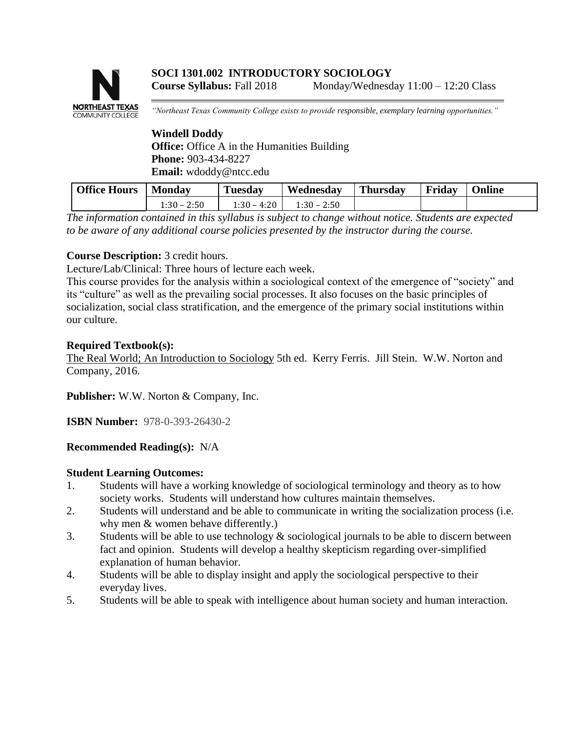# SOCI 1301.002 INTRODUCTORY SOCIOLOGY

**Course Syllabus:** Fall 2018 Monday/Wednesday 11:00 – 12:20 Class

*"Northeast Texas Community College exists to provide responsible, exemplary learning opportunities."*

**Windell Doddy**
**Office:** Office A in the Humanities Building
**Phone:** 903-434-8227
**Email:** wdoddy@ntcc.edu

| Office Hours | Monday | Tuesday | Wednesday | Thursday | Friday | Online |
|---|---|---|---|---|---|---|
| | 1:30 – 2:50 | 1:30 – 4:20 | 1:30 – 2:50 | | | |

*The information contained in this syllabus is subject to change without notice. Students are expected to be aware of any additional course policies presented by the instructor during the course.*

**Course Description:** 3 credit hours.
Lecture/Lab/Clinical: Three hours of lecture each week.
This course provides for the analysis within a sociological context of the emergence of "society" and its "culture" as well as the prevailing social processes. It also focuses on the basic principles of socialization, social class stratification, and the emergence of the primary social institutions within our culture.

**Required Textbook(s):**
The Real World; An Introduction to Sociology 5th ed. Kerry Ferris. Jill Stein. W.W. Norton and Company, 2016.

**Publisher:** W.W. Norton & Company, Inc.

**ISBN Number:** 978-0-393-26430-2

**Recommended Reading(s):** N/A

**Student Learning Outcomes:**

1. Students will have a working knowledge of sociological terminology and theory as to how society works. Students will understand how cultures maintain themselves.
2. Students will understand and be able to communicate in writing the socialization process (i.e. why men & women behave differently.)
3. Students will be able to use technology & sociological journals to be able to discern between fact and opinion. Students will develop a healthy skepticism regarding over-simplified explanation of human behavior.
4. Students will be able to display insight and apply the sociological perspective to their everyday lives.
5. Students will be able to speak with intelligence about human society and human interaction.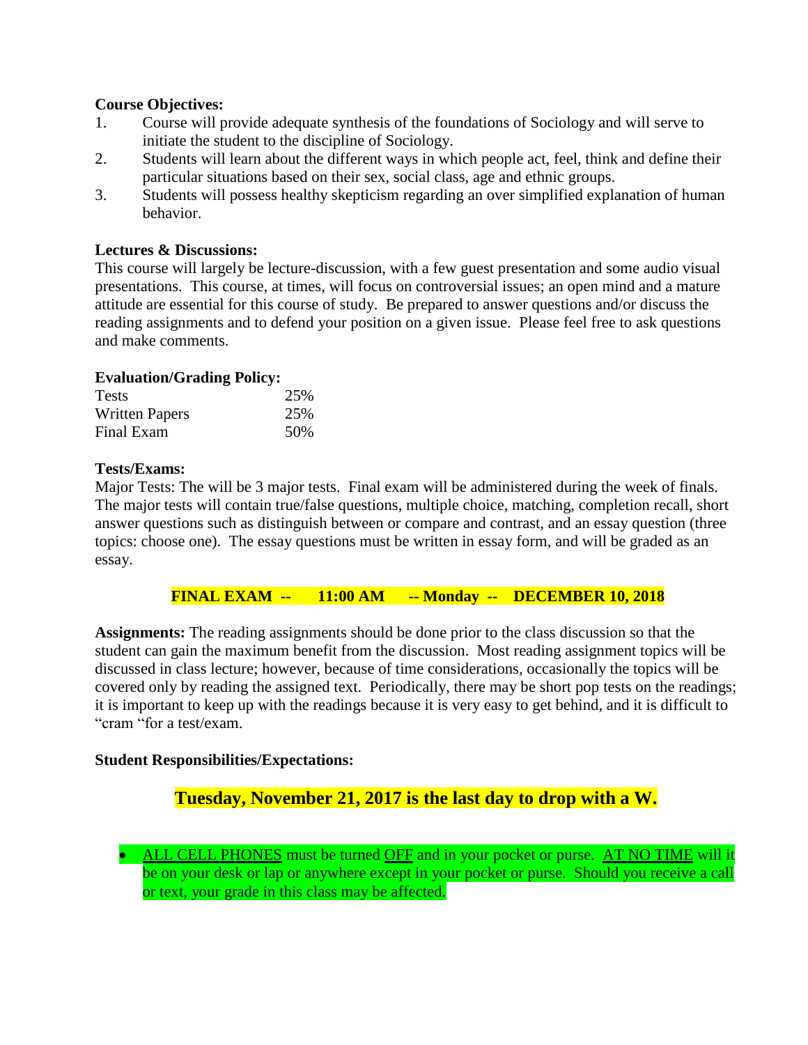**Course Objectives:**

1. Course will provide adequate synthesis of the foundations of Sociology and will serve to initiate the student to the discipline of Sociology.
2. Students will learn about the different ways in which people act, feel, think and define their particular situations based on their sex, social class, age and ethnic groups.
3. Students will possess healthy skepticism regarding an over simplified explanation of human behavior.

**Lectures & Discussions:**

This course will largely be lecture-discussion, with a few guest presentation and some audio visual presentations. This course, at times, will focus on controversial issues; an open mind and a mature attitude are essential for this course of study. Be prepared to answer questions and/or discuss the reading assignments and to defend your position on a given issue. Please feel free to ask questions and make comments.

**Evaluation/Grading Policy:**

| | |
|---|---|
| Tests | 25% |
| Written Papers | 25% |
| Final Exam | 50% |

**Tests/Exams:**

Major Tests: The will be 3 major tests. Final exam will be administered during the week of finals. The major tests will contain true/false questions, multiple choice, matching, completion recall, short answer questions such as distinguish between or compare and contrast, and an essay question (three topics: choose one). The essay questions must be written in essay form, and will be graded as an essay.

**FINAL EXAM -- 11:00 AM -- Monday -- DECEMBER 10, 2018**

**Assignments:** The reading assignments should be done prior to the class discussion so that the student can gain the maximum benefit from the discussion. Most reading assignment topics will be discussed in class lecture; however, because of time considerations, occasionally the topics will be covered only by reading the assigned text. Periodically, there may be short pop tests on the readings; it is important to keep up with the readings because it is very easy to get behind, and it is difficult to "cram "for a test/exam.

**Student Responsibilities/Expectations:**

**Tuesday, November 21, 2017 is the last day to drop with a W.**

- ALL CELL PHONES must be turned OFF and in your pocket or purse. AT NO TIME will it be on your desk or lap or anywhere except in your pocket or purse. Should you receive a call or text, your grade in this class may be affected.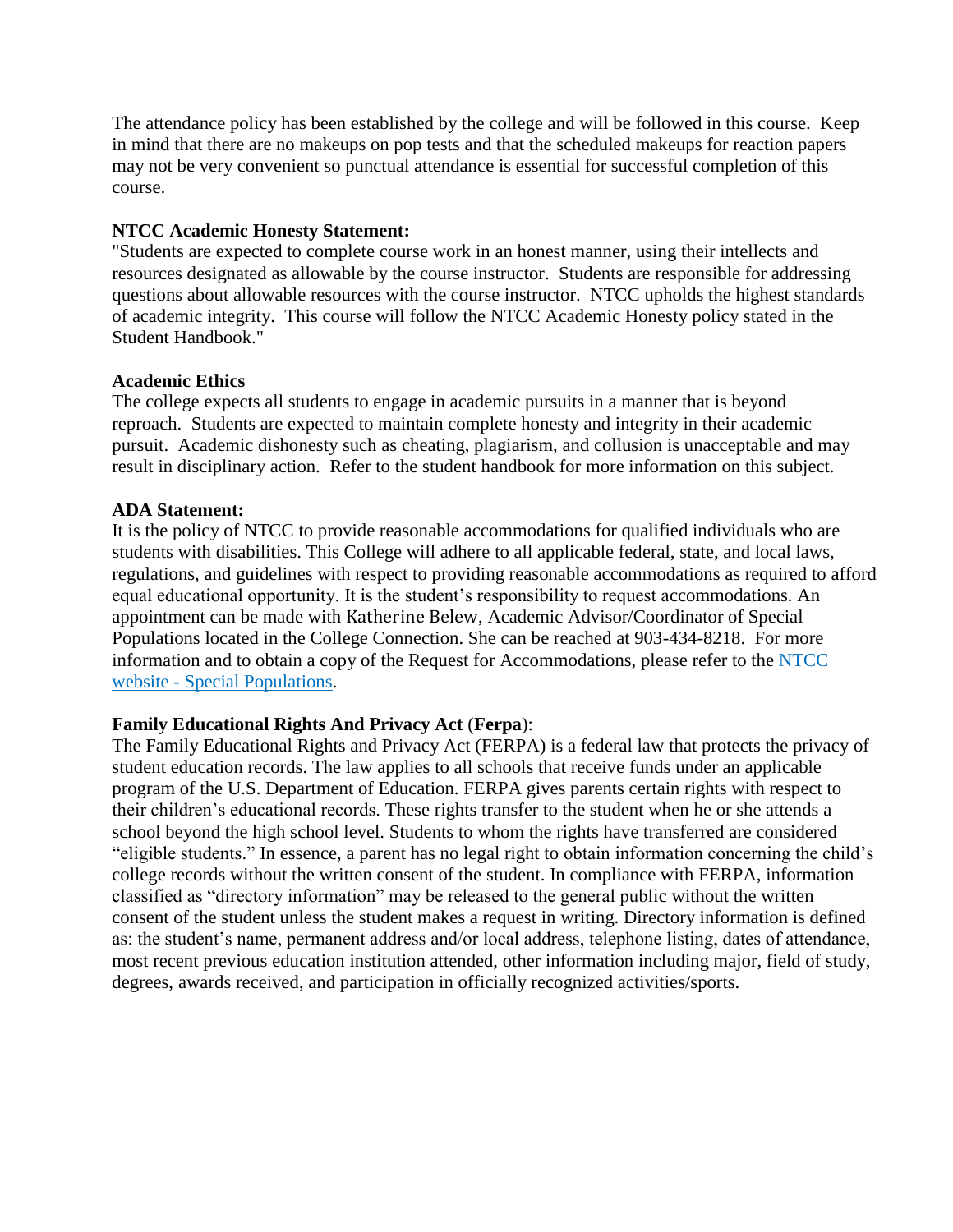The attendance policy has been established by the college and will be followed in this course. Keep in mind that there are no makeups on pop tests and that the scheduled makeups for reaction papers may not be very convenient so punctual attendance is essential for successful completion of this course.

**NTCC Academic Honesty Statement:**

"Students are expected to complete course work in an honest manner, using their intellects and resources designated as allowable by the course instructor. Students are responsible for addressing questions about allowable resources with the course instructor. NTCC upholds the highest standards of academic integrity. This course will follow the NTCC Academic Honesty policy stated in the Student Handbook."

**Academic Ethics**

The college expects all students to engage in academic pursuits in a manner that is beyond reproach. Students are expected to maintain complete honesty and integrity in their academic pursuit. Academic dishonesty such as cheating, plagiarism, and collusion is unacceptable and may result in disciplinary action. Refer to the student handbook for more information on this subject.

**ADA Statement:**

It is the policy of NTCC to provide reasonable accommodations for qualified individuals who are students with disabilities. This College will adhere to all applicable federal, state, and local laws, regulations, and guidelines with respect to providing reasonable accommodations as required to afford equal educational opportunity. It is the student's responsibility to request accommodations. An appointment can be made with Katherine Belew, Academic Advisor/Coordinator of Special Populations located in the College Connection. She can be reached at 903-434-8218. For more information and to obtain a copy of the Request for Accommodations, please refer to the NTCC website - Special Populations.

**Family Educational Rights And Privacy Act** (**Ferpa**):

The Family Educational Rights and Privacy Act (FERPA) is a federal law that protects the privacy of student education records. The law applies to all schools that receive funds under an applicable program of the U.S. Department of Education. FERPA gives parents certain rights with respect to their children's educational records. These rights transfer to the student when he or she attends a school beyond the high school level. Students to whom the rights have transferred are considered "eligible students." In essence, a parent has no legal right to obtain information concerning the child's college records without the written consent of the student. In compliance with FERPA, information classified as "directory information" may be released to the general public without the written consent of the student unless the student makes a request in writing. Directory information is defined as: the student's name, permanent address and/or local address, telephone listing, dates of attendance, most recent previous education institution attended, other information including major, field of study, degrees, awards received, and participation in officially recognized activities/sports.